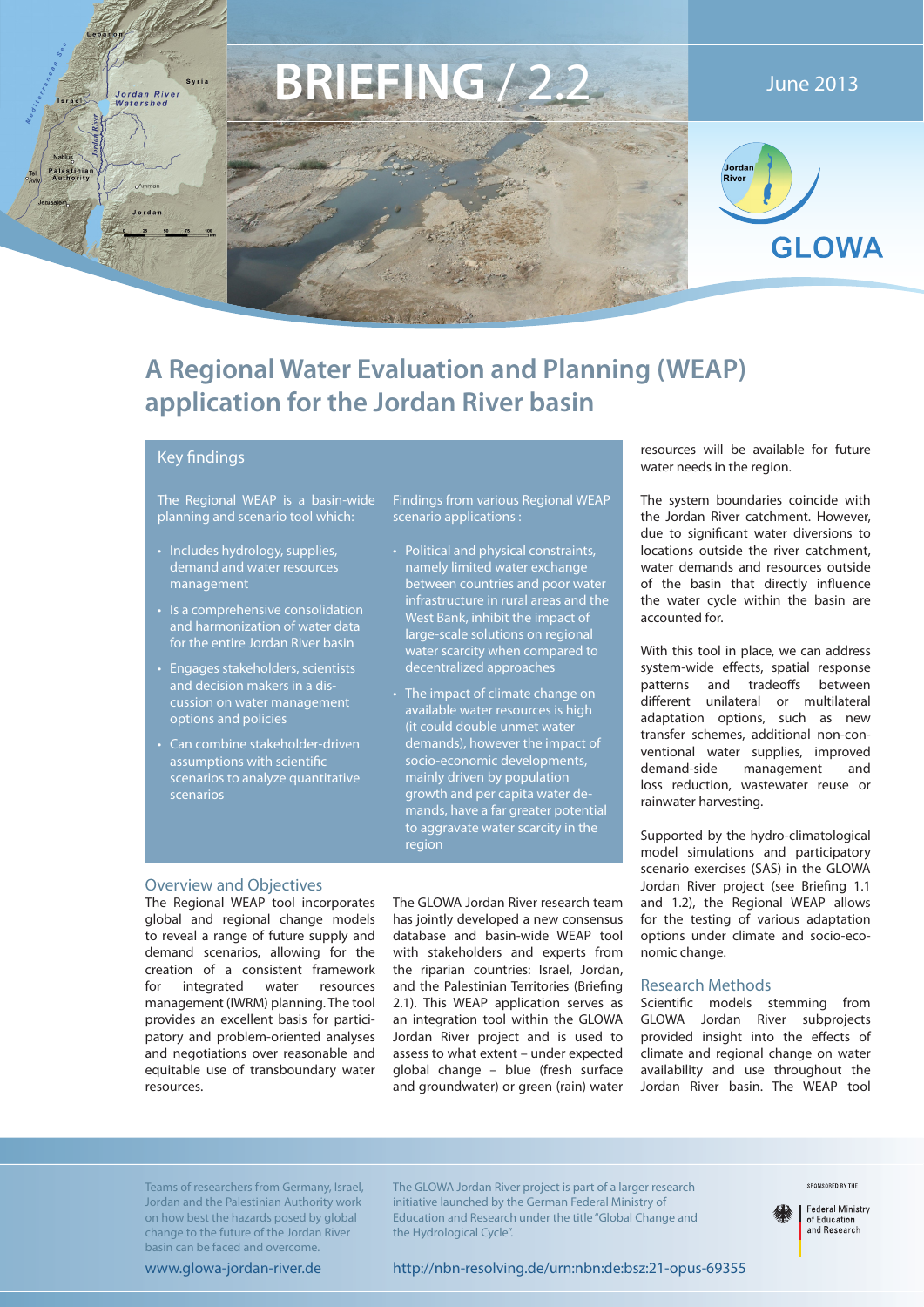# BRIEFING / 2.2

June 2013

# A Regional Water Evaluation and Planning (WEAP) application for the Jordan River basin

## Key findings

The Regional WEAP is a basin-wide planning and scenario tool which:

- Includes hydrology, supplies, demand and water resources management
- Is a comprehensive consolidation and harmonization of water data for the entire Jordan River basin
- Engages stakeholders, scientists and decision makers in a discussion on water management options and policies
- Can combine stakeholder-driven assumptions with scientific scenarios to analyze quantitative scenarios

Findings from various Regional WEAP scenario applications :

- Political and physical constraints, namely limited water exchange between countries and poor water infrastructure in rural areas and the West Bank, inhibit the impact of large-scale solutions on regional water scarcity when compared to decentralized approaches
- The impact of climate change on available water resources is high (it could double unmet water demands), however the impact of socio-economic developments, mainly driven by population growth and per capita water demands, have a far greater potential to aggravate water scarcity in the region

## Overview and Objectives

The Regional WEAP tool incorporates global and regional change models to reveal a range of future supply and demand scenarios, allowing for the creation of a consistent framework for integrated water resources management (IWRM) planning. The tool provides an excellent basis for participatory and problem-oriented analyses and negotiations over reasonable and equitable use of transboundary water resources.

The GLOWA Jordan River research team has jointly developed a new consensus database and basin-wide WEAP tool with stakeholders and experts from the riparian countries: Israel, Jordan, and the Palestinian Territories (Briefing 2.1). This WEAP application serves as an integration tool within the GLOWA Jordan River project and is used to assess to what extent – under expected global change – blue (fresh surface and groundwater) or green (rain) water resources will be available for future water needs in the region.

The system boundaries coincide with the Jordan River catchment. However, due to significant water diversions to locations outside the river catchment, water demands and resources outside of the basin that directly influence the water cycle within the basin are accounted for.

With this tool in place, we can address system-wide effects, spatial response patterns and tradeoffs between different unilateral or multilateral adaptation options, such as new transfer schemes, additional non-conventional water supplies, improved demand-side management and loss reduction, wastewater reuse or rainwater harvesting.

Supported by the hydro-climatological model simulations and participatory scenario exercises (SAS) in the GLOWA Jordan River project (see Briefing 1.1 and 1.2), the Regional WEAP allows for the testing of various adaptation options under climate and socio-economic change.

## Research Methods

Scientific models stemming from GLOWA Jordan River subprojects provided insight into the effects of climate and regional change on water availability and use throughout the Jordan River basin. The WEAP tool

Teams of researchers from Germany, Israel, Jordan and the Palestinian Authority work on how best the hazards posed by global change to the future of the Jordan River basin can be faced and overcome.

www.glowa-jordan-river.de

The GLOWA Jordan River project is part of a larger research initiative launched by the German Federal Ministry of Education and Research under the title "Global Change and the Hydrological Cycle".

http://nbn-resolving.de/urn:nbn:de:bsz:21-opus-69355

SPONSORED BY THE Federal Ministry of Education and Research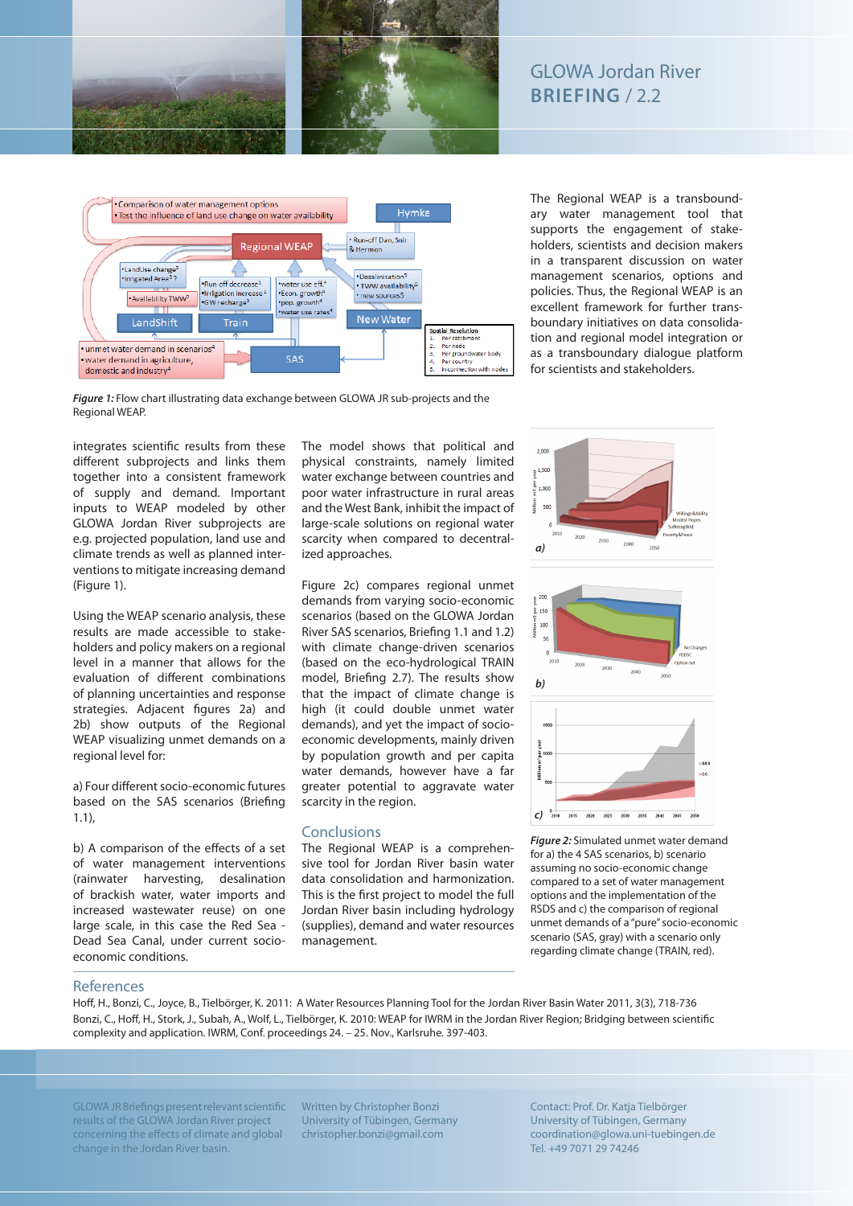GLOWA Jordan River
**BRIEFING** / 2.2

•Comparison of water management options
•Test the influence of land use change on water availability

Hymke

Regional WEAP

• Run-off Dan, Snir & Hermon

•LandUse change[2]
•Irrigated Area[2] ?

•Run off decrease[1]
•Irrigation increase[1]
•GW recharge[3]

•water use eff.[4]
•Econ. growth[4]
•pop. growth[4]
•water use rates[4]

•Desalinisation[5]
• TWW availability[5]
• new sources5

•Availability TWW[2]

LandShift

Train

New Water

•unmet water demand in scenarios[4]
•water demand in agriculture, domestic and industry[4]

SAS

Spatial Resolution
1. Per catchment
2. Per node
3. Per groundwater body
4. Per country
5. In connection with nodes

***Figure 1:*** Flow chart illustrating data exchange between GLOWA JR sub-projects and the Regional WEAP.

The Regional WEAP is a transboundary water management tool that supports the engagement of stakeholders, scientists and decision makers in a transparent discussion on water management scenarios, options and policies. Thus, the Regional WEAP is an excellent framework for further transboundary initiatives on data consolidation and regional model integration or as a transboundary dialogue platform for scientists and stakeholders.

integrates scientific results from these different subprojects and links them together into a consistent framework of supply and demand. Important inputs to WEAP modeled by other GLOWA Jordan River subprojects are e.g. projected population, land use and climate trends as well as planned interventions to mitigate increasing demand (Figure 1).

Using the WEAP scenario analysis, these results are made accessible to stakeholders and policy makers on a regional level in a manner that allows for the evaluation of different combinations of planning uncertainties and response strategies. Adjacent figures 2a) and 2b) show outputs of the Regional WEAP visualizing unmet demands on a regional level for:

a) Four different socio-economic futures based on the SAS scenarios (Briefing 1.1),

b) A comparison of the effects of a set of water management interventions (rainwater harvesting, desalination of brackish water, water imports and increased wastewater reuse) on one large scale, in this case the Red Sea - Dead Sea Canal, under current socio-economic conditions.

The model shows that political and physical constraints, namely limited water exchange between countries and poor water infrastructure in rural areas and the West Bank, inhibit the impact of large-scale solutions on regional water scarcity when compared to decentralized approaches.

Figure 2c) compares regional unmet demands from varying socio-economic scenarios (based on the GLOWA Jordan River SAS scenarios, Briefing 1.1 and 1.2) with climate change-driven scenarios (based on the eco-hydrological TRAIN model, Briefing 2.7). The results show that the impact of climate change is high (it could double unmet water demands), and yet the impact of socio-economic developments, mainly driven by population growth and per capita water demands, however have a far greater potential to aggravate water scarcity in the region.

## Conclusions

The Regional WEAP is a comprehensive tool for Jordan River basin water data consolidation and harmonization. This is the first project to model the full Jordan River basin including hydrology (supplies), demand and water resources management.

a)
Million m³ per year
2,000
1,500
1,000
500
0
2010
2020
2030
2040
2050
Willings&Ability
Modest Hopes
Suffering Wel
Poverty&Peace

b)
Million m³ per year
200
150
100
50
0
2010
2020
2030
2040
2050
No Changes
RSDSC
Option Set

c)
Million m³ per year
1500
1000
500
0
2010
2015
2020
2025
2030
2035
2040
2045
2050
SAS
CC

***Figure 2:*** Simulated unmet water demand for a) the 4 SAS scenarios, b) scenario assuming no socio-economic change compared to a set of water management options and the implementation of the RSDS and c) the comparison of regional unmet demands of a "pure" socio-economic scenario (SAS, gray) with a scenario only regarding climate change (TRAIN, red).

## References

Hoff, H., Bonzi, C., Joyce, B., Tielbörger, K. 2011: A Water Resources Planning Tool for the Jordan River Basin Water 2011, 3(3), 718-736

Bonzi, C., Hoff, H., Stork, J., Subah, A., Wolf, L., Tielbörger, K. 2010: WEAP for IWRM in the Jordan River Region; Bridging between scientific complexity and application. IWRM, Conf. proceedings 24. – 25. Nov., Karlsruhe. 397-403.

GLOWA JR Briefings present relevant scientific results of the GLOWA Jordan River project concerning the effects of climate and global change in the Jordan River basin.

Written by Christopher Bonzi
University of Tübingen, Germany
christopher.bonzi@gmail.com

Contact: Prof. Dr. Katja Tielbörger
University of Tübingen, Germany
coordination@glowa.uni-tuebingen.de
Tel. +49 7071 29 74246